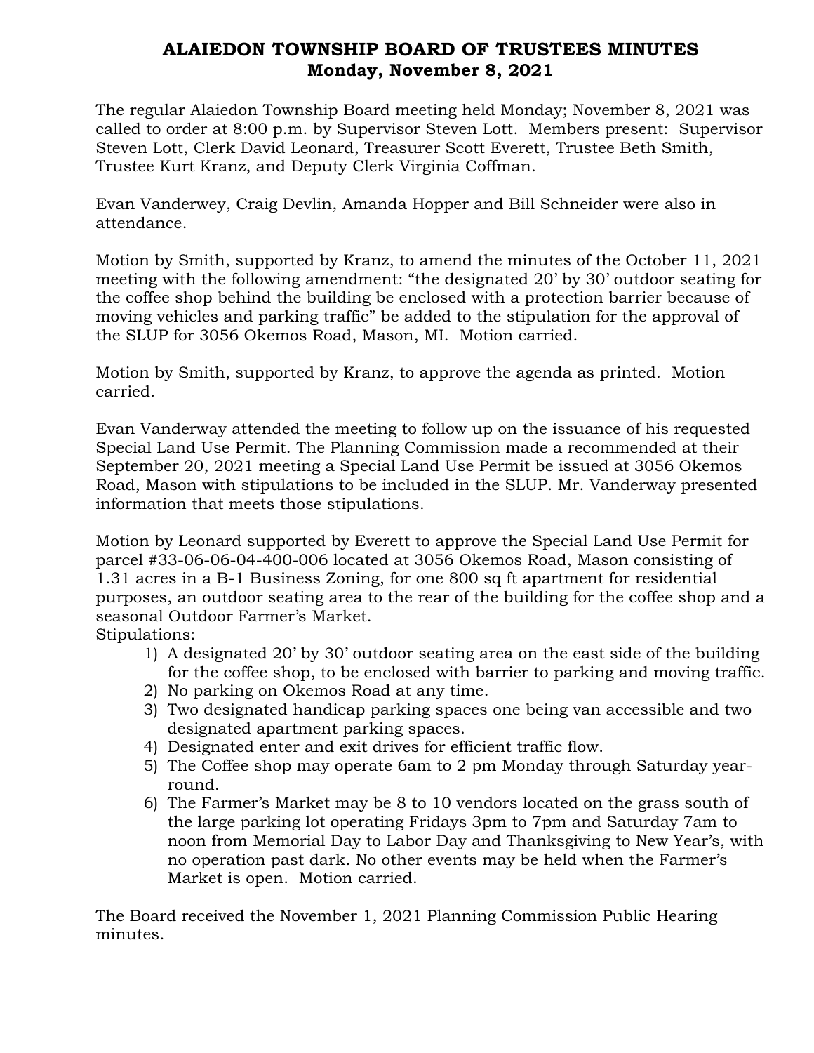# ALAIEDON TOWNSHIP BOARD OF TRUSTEES MINUTES
## Monday, November 8, 2021

The regular Alaiedon Township Board meeting held Monday; November 8, 2021 was called to order at 8:00 p.m. by Supervisor Steven Lott. Members present: Supervisor Steven Lott, Clerk David Leonard, Treasurer Scott Everett, Trustee Beth Smith, Trustee Kurt Kranz, and Deputy Clerk Virginia Coffman.

Evan Vanderwey, Craig Devlin, Amanda Hopper and Bill Schneider were also in attendance.

Motion by Smith, supported by Kranz, to amend the minutes of the October 11, 2021 meeting with the following amendment: "the designated 20' by 30' outdoor seating for the coffee shop behind the building be enclosed with a protection barrier because of moving vehicles and parking traffic" be added to the stipulation for the approval of the SLUP for 3056 Okemos Road, Mason, MI. Motion carried.

Motion by Smith, supported by Kranz, to approve the agenda as printed. Motion carried.

Evan Vanderway attended the meeting to follow up on the issuance of his requested Special Land Use Permit. The Planning Commission made a recommended at their September 20, 2021 meeting a Special Land Use Permit be issued at 3056 Okemos Road, Mason with stipulations to be included in the SLUP. Mr. Vanderway presented information that meets those stipulations.

Motion by Leonard supported by Everett to approve the Special Land Use Permit for parcel #33-06-06-04-400-006 located at 3056 Okemos Road, Mason consisting of 1.31 acres in a B-1 Business Zoning, for one 800 sq ft apartment for residential purposes, an outdoor seating area to the rear of the building for the coffee shop and a seasonal Outdoor Farmer's Market.
Stipulations:

1) A designated 20' by 30' outdoor seating area on the east side of the building for the coffee shop, to be enclosed with barrier to parking and moving traffic.
2) No parking on Okemos Road at any time.
3) Two designated handicap parking spaces one being van accessible and two designated apartment parking spaces.
4) Designated enter and exit drives for efficient traffic flow.
5) The Coffee shop may operate 6am to 2 pm Monday through Saturday year-round.
6) The Farmer's Market may be 8 to 10 vendors located on the grass south of the large parking lot operating Fridays 3pm to 7pm and Saturday 7am to noon from Memorial Day to Labor Day and Thanksgiving to New Year's, with no operation past dark. No other events may be held when the Farmer's Market is open. Motion carried.

The Board received the November 1, 2021 Planning Commission Public Hearing minutes.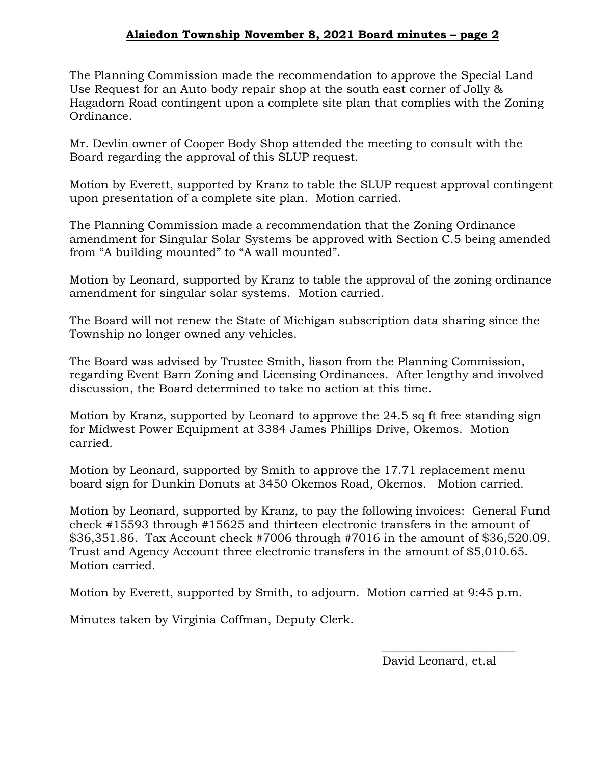The Planning Commission made the recommendation to approve the Special Land Use Request for an Auto body repair shop at the south east corner of Jolly & Hagadorn Road contingent upon a complete site plan that complies with the Zoning Ordinance.

Mr. Devlin owner of Cooper Body Shop attended the meeting to consult with the Board regarding the approval of this SLUP request.

Motion by Everett, supported by Kranz to table the SLUP request approval contingent upon presentation of a complete site plan. Motion carried.

The Planning Commission made a recommendation that the Zoning Ordinance amendment for Singular Solar Systems be approved with Section C.5 being amended from "A building mounted" to "A wall mounted".

Motion by Leonard, supported by Kranz to table the approval of the zoning ordinance amendment for singular solar systems. Motion carried.

The Board will not renew the State of Michigan subscription data sharing since the Township no longer owned any vehicles.

The Board was advised by Trustee Smith, liason from the Planning Commission, regarding Event Barn Zoning and Licensing Ordinances. After lengthy and involved discussion, the Board determined to take no action at this time.

Motion by Kranz, supported by Leonard to approve the 24.5 sq ft free standing sign for Midwest Power Equipment at 3384 James Phillips Drive, Okemos. Motion carried.

Motion by Leonard, supported by Smith to approve the 17.71 replacement menu board sign for Dunkin Donuts at 3450 Okemos Road, Okemos. Motion carried.

Motion by Leonard, supported by Kranz, to pay the following invoices: General Fund check #15593 through #15625 and thirteen electronic transfers in the amount of $36,351.86. Tax Account check #7006 through #7016 in the amount of $36,520.09. Trust and Agency Account three electronic transfers in the amount of $5,010.65. Motion carried.

Motion by Everett, supported by Smith, to adjourn. Motion carried at 9:45 p.m.

Minutes taken by Virginia Coffman, Deputy Clerk.

\_\_\_\_\_\_\_\_\_\_\_\_\_\_\_\_\_\_\_\_\_\_\_\_

David Leonard, et.al